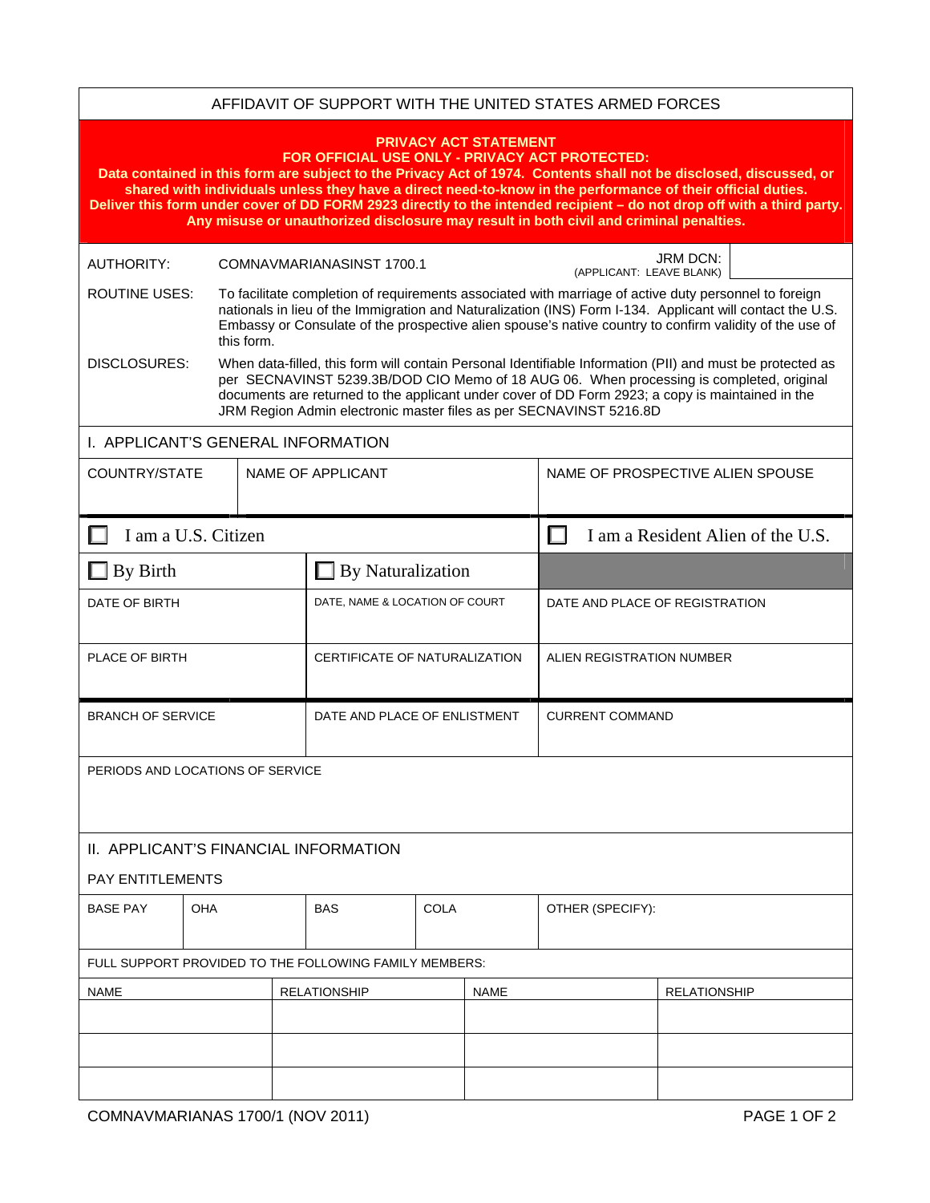# AFFIDAVIT OF SUPPORT WITH THE UNITED STATES ARMED FORCES

**PRIVACY ACT STATEMENT**
**FOR OFFICIAL USE ONLY - PRIVACY ACT PROTECTED:**
**Data contained in this form are subject to the Privacy Act of 1974. Contents shall not be disclosed, discussed, or shared with individuals unless they have a direct need-to-know in the performance of their official duties. Deliver this form under cover of DD FORM 2923 directly to the intended recipient – do not drop off with a third party. Any misuse or unauthorized disclosure may result in both civil and criminal penalties.**

AUTHORITY: COMNAVMARIANASINST 1700.1

JRM DCN: (APPLICANT: LEAVE BLANK)

ROUTINE USES: To facilitate completion of requirements associated with marriage of active duty personnel to foreign nationals in lieu of the Immigration and Naturalization (INS) Form I-134. Applicant will contact the U.S. Embassy or Consulate of the prospective alien spouse's native country to confirm validity of the use of this form.

DISCLOSURES: When data-filled, this form will contain Personal Identifiable Information (PII) and must be protected as per SECNAVINST 5239.3B/DOD CIO Memo of 18 AUG 06. When processing is completed, original documents are returned to the applicant under cover of DD Form 2923; a copy is maintained in the JRM Region Admin electronic master files as per SECNAVINST 5216.8D

## I. APPLICANT'S GENERAL INFORMATION

| COUNTRY/STATE | NAME OF APPLICANT | NAME OF PROSPECTIVE ALIEN SPOUSE |
|---|---|---|
| | | |

| ☐ I am a U.S. Citizen | | ☐ I am a Resident Alien of the U.S. |
|---|---|---|
| ☐ By Birth | ☐ By Naturalization | |
| DATE OF BIRTH | DATE, NAME & LOCATION OF COURT | DATE AND PLACE OF REGISTRATION |
| PLACE OF BIRTH | CERTIFICATE OF NATURALIZATION | ALIEN REGISTRATION NUMBER |
| BRANCH OF SERVICE | DATE AND PLACE OF ENLISTMENT | CURRENT COMMAND |

PERIODS AND LOCATIONS OF SERVICE

## II. APPLICANT'S FINANCIAL INFORMATION

PAY ENTITLEMENTS

| BASE PAY | OHA | BAS | COLA | OTHER (SPECIFY): |
|---|---|---|---|---|
| | | | | |

FULL SUPPORT PROVIDED TO THE FOLLOWING FAMILY MEMBERS:

| NAME | RELATIONSHIP | NAME | RELATIONSHIP |
|---|---|---|---|
| | | | |
| | | | |
| | | | |

COMNAVMARIANAS 1700/1 (NOV 2011)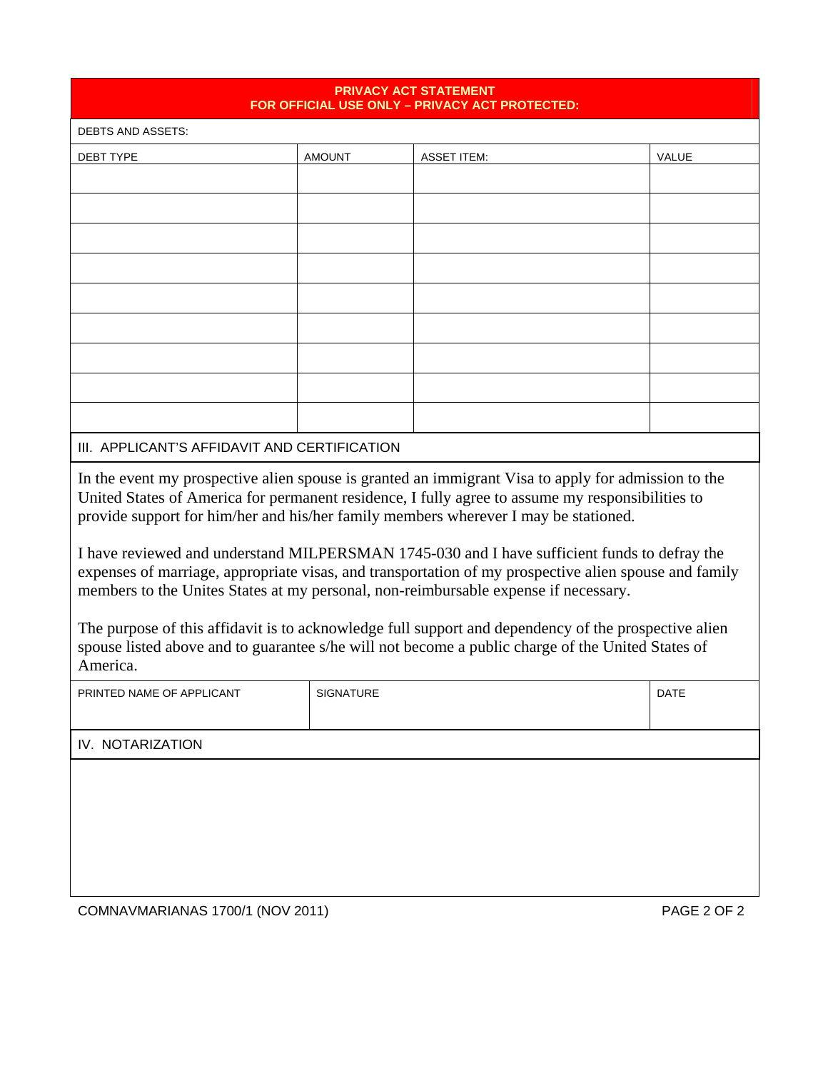**PRIVACY ACT STATEMENT**
**FOR OFFICIAL USE ONLY – PRIVACY ACT PROTECTED:**

DEBTS AND ASSETS:

| DEBT TYPE | AMOUNT | ASSET ITEM: | VALUE |
|---|---|---|---|
| | | | |
| | | | |
| | | | |
| | | | |
| | | | |
| | | | |
| | | | |
| | | | |
| | | | |

## III. APPLICANT'S AFFIDAVIT AND CERTIFICATION

In the event my prospective alien spouse is granted an immigrant Visa to apply for admission to the United States of America for permanent residence, I fully agree to assume my responsibilities to provide support for him/her and his/her family members wherever I may be stationed.

I have reviewed and understand MILPERSMAN 1745-030 and I have sufficient funds to defray the expenses of marriage, appropriate visas, and transportation of my prospective alien spouse and family members to the Unites States at my personal, non-reimbursable expense if necessary.

The purpose of this affidavit is to acknowledge full support and dependency of the prospective alien spouse listed above and to guarantee s/he will not become a public charge of the United States of America.

| PRINTED NAME OF APPLICANT | SIGNATURE | DATE |
|---|---|---|
| | | |

## IV. NOTARIZATION

COMNAVMARIANAS 1700/1 (NOV 2011)